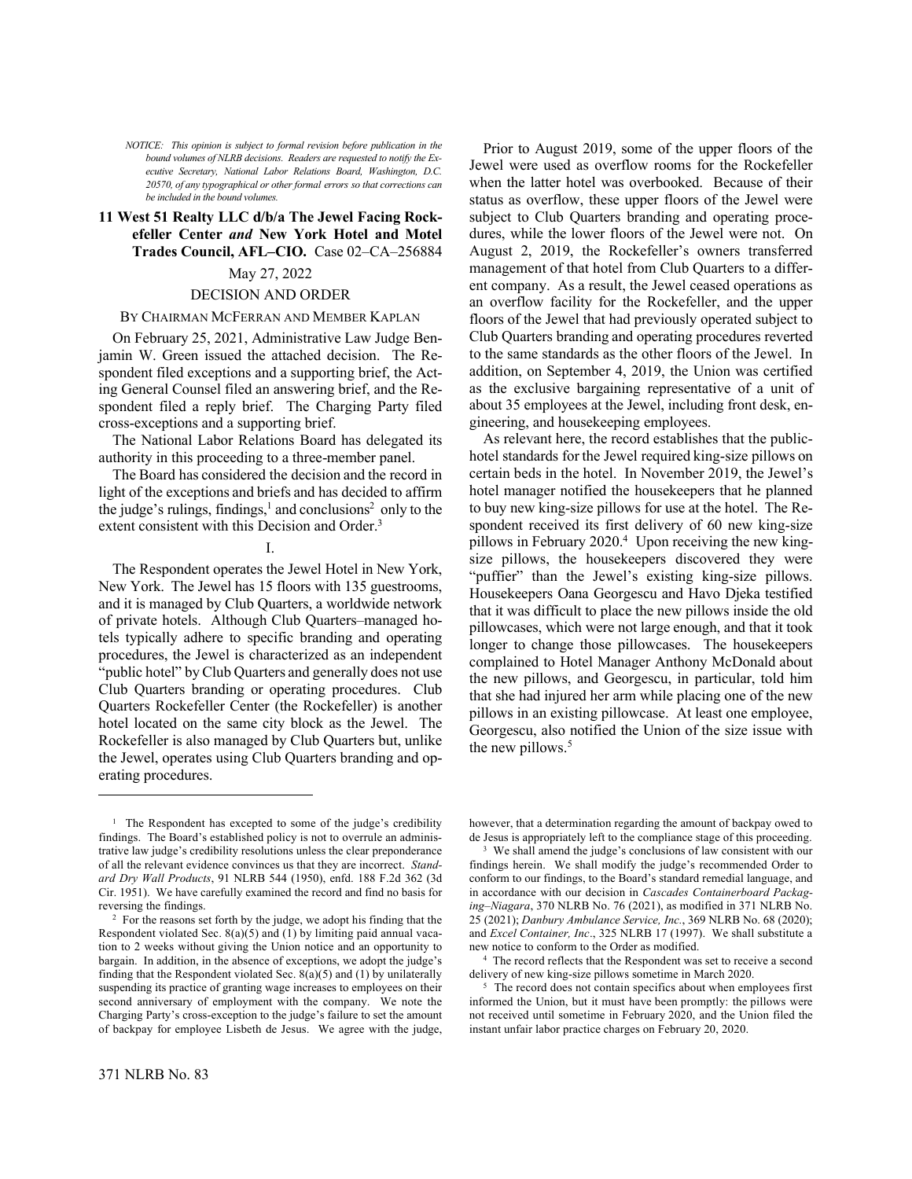*NOTICE: This opinion is subject to formal revision before publication in the bound volumes of NLRB decisions. Readers are requested to notify the Executive Secretary, National Labor Relations Board, Washington, D.C. 20570, of any typographical or other formal errors so that corrections can be included in the bound volumes.*

**11 West 51 Realty LLC d/b/a The Jewel Facing Rockefeller Center *and* New York Hotel and Motel Trades Council, AFL–CIO.** Case 02–CA–256884

May 27, 2022

DECISION AND ORDER

BY CHAIRMAN MCFERRAN AND MEMBER KAPLAN

On February 25, 2021, Administrative Law Judge Benjamin W. Green issued the attached decision. The Respondent filed exceptions and a supporting brief, the Acting General Counsel filed an answering brief, and the Respondent filed a reply brief. The Charging Party filed cross-exceptions and a supporting brief.

The National Labor Relations Board has delegated its authority in this proceeding to a three-member panel.

The Board has considered the decision and the record in light of the exceptions and briefs and has decided to affirm the judge's rulings, findings,[1] and conclusions[2] only to the extent consistent with this Decision and Order.[3]

I.

The Respondent operates the Jewel Hotel in New York, New York. The Jewel has 15 floors with 135 guestrooms, and it is managed by Club Quarters, a worldwide network of private hotels. Although Club Quarters–managed hotels typically adhere to specific branding and operating procedures, the Jewel is characterized as an independent "public hotel" by Club Quarters and generally does not use Club Quarters branding or operating procedures. Club Quarters Rockefeller Center (the Rockefeller) is another hotel located on the same city block as the Jewel. The Rockefeller is also managed by Club Quarters but, unlike the Jewel, operates using Club Quarters branding and operating procedures.

Prior to August 2019, some of the upper floors of the Jewel were used as overflow rooms for the Rockefeller when the latter hotel was overbooked. Because of their status as overflow, these upper floors of the Jewel were subject to Club Quarters branding and operating procedures, while the lower floors of the Jewel were not. On August 2, 2019, the Rockefeller's owners transferred management of that hotel from Club Quarters to a different company. As a result, the Jewel ceased operations as an overflow facility for the Rockefeller, and the upper floors of the Jewel that had previously operated subject to Club Quarters branding and operating procedures reverted to the same standards as the other floors of the Jewel. In addition, on September 4, 2019, the Union was certified as the exclusive bargaining representative of a unit of about 35 employees at the Jewel, including front desk, engineering, and housekeeping employees.

As relevant here, the record establishes that the public-hotel standards for the Jewel required king-size pillows on certain beds in the hotel. In November 2019, the Jewel's hotel manager notified the housekeepers that he planned to buy new king-size pillows for use at the hotel. The Respondent received its first delivery of 60 new king-size pillows in February 2020.[4] Upon receiving the new king-size pillows, the housekeepers discovered they were "puffier" than the Jewel's existing king-size pillows. Housekeepers Oana Georgescu and Havo Djeka testified that it was difficult to place the new pillows inside the old pillowcases, which were not large enough, and that it took longer to change those pillowcases. The housekeepers complained to Hotel Manager Anthony McDonald about the new pillows, and Georgescu, in particular, told him that she had injured her arm while placing one of the new pillows in an existing pillowcase. At least one employee, Georgescu, also notified the Union of the size issue with the new pillows.[5]

---

[1] The Respondent has excepted to some of the judge's credibility findings. The Board's established policy is not to overrule an administrative law judge's credibility resolutions unless the clear preponderance of all the relevant evidence convinces us that they are incorrect. *Standard Dry Wall Products*, 91 NLRB 544 (1950), enfd. 188 F.2d 362 (3d Cir. 1951). We have carefully examined the record and find no basis for reversing the findings.

[2] For the reasons set forth by the judge, we adopt his finding that the Respondent violated Sec. 8(a)(5) and (1) by limiting paid annual vacation to 2 weeks without giving the Union notice and an opportunity to bargain. In addition, in the absence of exceptions, we adopt the judge's finding that the Respondent violated Sec. 8(a)(5) and (1) by unilaterally suspending its practice of granting wage increases to employees on their second anniversary of employment with the company. We note the Charging Party's cross-exception to the judge's failure to set the amount of backpay for employee Lisbeth de Jesus. We agree with the judge, however, that a determination regarding the amount of backpay owed to de Jesus is appropriately left to the compliance stage of this proceeding.

[3] We shall amend the judge's conclusions of law consistent with our findings herein. We shall modify the judge's recommended Order to conform to our findings, to the Board's standard remedial language, and in accordance with our decision in *Cascades Containerboard Packaging–Niagara*, 370 NLRB No. 76 (2021), as modified in 371 NLRB No. 25 (2021); *Danbury Ambulance Service, Inc.*, 369 NLRB No. 68 (2020); and *Excel Container, Inc*., 325 NLRB 17 (1997). We shall substitute a new notice to conform to the Order as modified.

[4] The record reflects that the Respondent was set to receive a second delivery of new king-size pillows sometime in March 2020.

[5] The record does not contain specifics about when employees first informed the Union, but it must have been promptly: the pillows were not received until sometime in February 2020, and the Union filed the instant unfair labor practice charges on February 20, 2020.

371 NLRB No. 83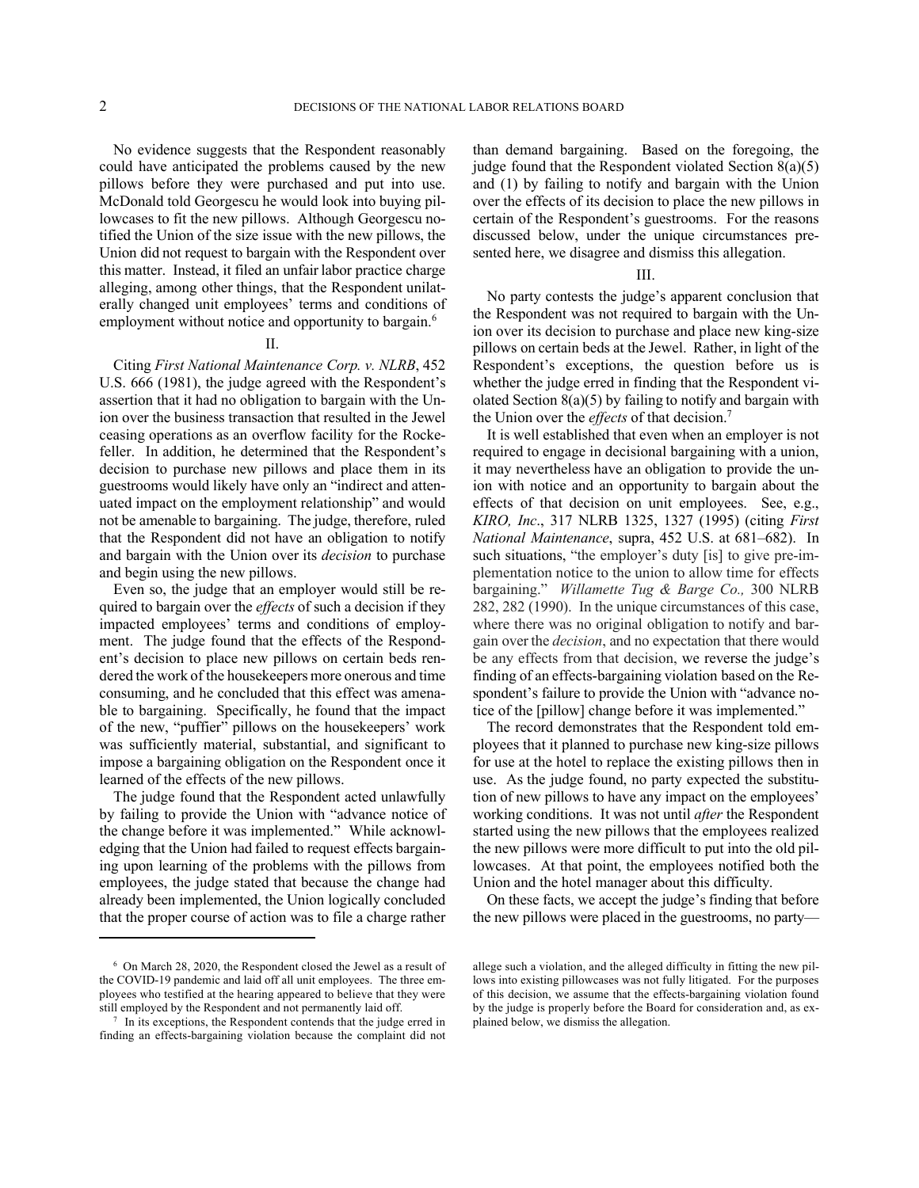No evidence suggests that the Respondent reasonably could have anticipated the problems caused by the new pillows before they were purchased and put into use. McDonald told Georgescu he would look into buying pillowcases to fit the new pillows. Although Georgescu notified the Union of the size issue with the new pillows, the Union did not request to bargain with the Respondent over this matter. Instead, it filed an unfair labor practice charge alleging, among other things, that the Respondent unilaterally changed unit employees' terms and conditions of employment without notice and opportunity to bargain.[6]

## II.

Citing *First National Maintenance Corp. v. NLRB*, 452 U.S. 666 (1981), the judge agreed with the Respondent's assertion that it had no obligation to bargain with the Union over the business transaction that resulted in the Jewel ceasing operations as an overflow facility for the Rockefeller. In addition, he determined that the Respondent's decision to purchase new pillows and place them in its guestrooms would likely have only an "indirect and attenuated impact on the employment relationship" and would not be amenable to bargaining. The judge, therefore, ruled that the Respondent did not have an obligation to notify and bargain with the Union over its *decision* to purchase and begin using the new pillows.

Even so, the judge that an employer would still be required to bargain over the *effects* of such a decision if they impacted employees' terms and conditions of employment. The judge found that the effects of the Respondent's decision to place new pillows on certain beds rendered the work of the housekeepers more onerous and time consuming, and he concluded that this effect was amenable to bargaining. Specifically, he found that the impact of the new, "puffier" pillows on the housekeepers' work was sufficiently material, substantial, and significant to impose a bargaining obligation on the Respondent once it learned of the effects of the new pillows.

The judge found that the Respondent acted unlawfully by failing to provide the Union with "advance notice of the change before it was implemented." While acknowledging that the Union had failed to request effects bargaining upon learning of the problems with the pillows from employees, the judge stated that because the change had already been implemented, the Union logically concluded that the proper course of action was to file a charge rather than demand bargaining. Based on the foregoing, the judge found that the Respondent violated Section 8(a)(5) and (1) by failing to notify and bargain with the Union over the effects of its decision to place the new pillows in certain of the Respondent's guestrooms. For the reasons discussed below, under the unique circumstances presented here, we disagree and dismiss this allegation.

## III.

No party contests the judge's apparent conclusion that the Respondent was not required to bargain with the Union over its decision to purchase and place new king-size pillows on certain beds at the Jewel. Rather, in light of the Respondent's exceptions, the question before us is whether the judge erred in finding that the Respondent violated Section 8(a)(5) by failing to notify and bargain with the Union over the *effects* of that decision.[7]

It is well established that even when an employer is not required to engage in decisional bargaining with a union, it may nevertheless have an obligation to provide the union with notice and an opportunity to bargain about the effects of that decision on unit employees. See, e.g., *KIRO, Inc*., 317 NLRB 1325, 1327 (1995) (citing *First National Maintenance*, supra, 452 U.S. at 681–682). In such situations, "the employer's duty [is] to give pre-implementation notice to the union to allow time for effects bargaining." *Willamette Tug & Barge Co.,* 300 NLRB 282, 282 (1990). In the unique circumstances of this case, where there was no original obligation to notify and bargain over the *decision*, and no expectation that there would be any effects from that decision, we reverse the judge's finding of an effects-bargaining violation based on the Respondent's failure to provide the Union with "advance notice of the [pillow] change before it was implemented."

The record demonstrates that the Respondent told employees that it planned to purchase new king-size pillows for use at the hotel to replace the existing pillows then in use. As the judge found, no party expected the substitution of new pillows to have any impact on the employees' working conditions. It was not until *after* the Respondent started using the new pillows that the employees realized the new pillows were more difficult to put into the old pillowcases. At that point, the employees notified both the Union and the hotel manager about this difficulty.

On these facts, we accept the judge's finding that before the new pillows were placed in the guestrooms, no party—

---

[6] On March 28, 2020, the Respondent closed the Jewel as a result of the COVID-19 pandemic and laid off all unit employees. The three employees who testified at the hearing appeared to believe that they were still employed by the Respondent and not permanently laid off.

[7] In its exceptions, the Respondent contends that the judge erred in finding an effects-bargaining violation because the complaint did not allege such a violation, and the alleged difficulty in fitting the new pillows into existing pillowcases was not fully litigated. For the purposes of this decision, we assume that the effects-bargaining violation found by the judge is properly before the Board for consideration and, as explained below, we dismiss the allegation.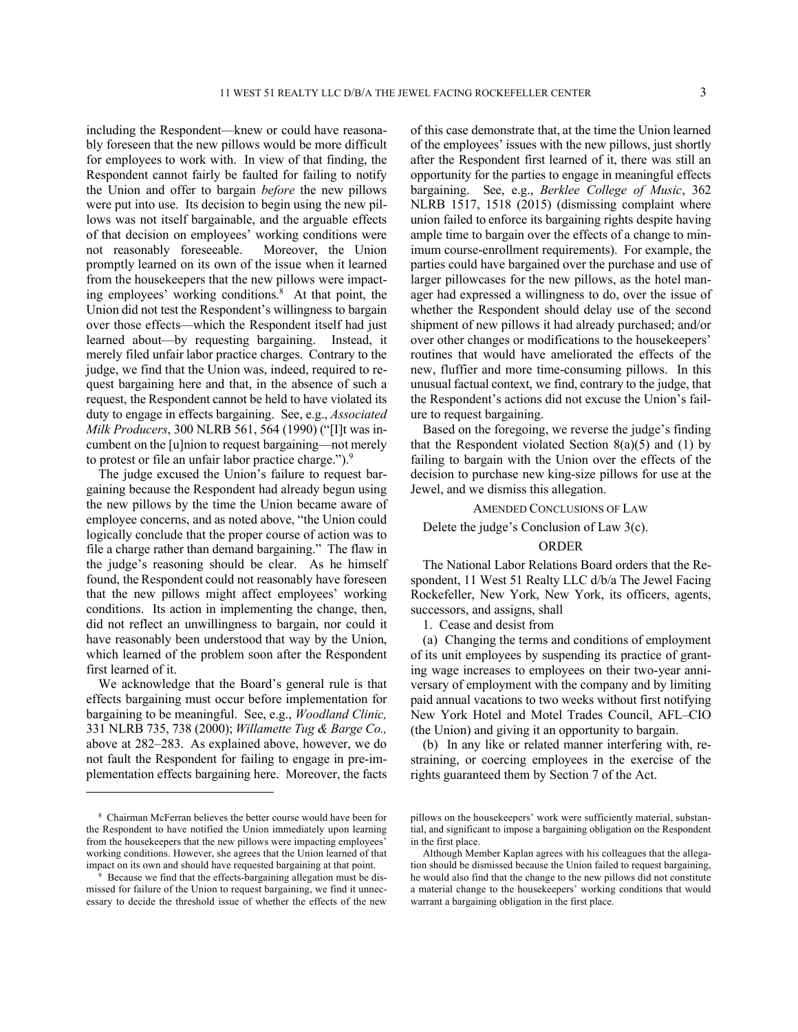including the Respondent—knew or could have reasonably foreseen that the new pillows would be more difficult for employees to work with. In view of that finding, the Respondent cannot fairly be faulted for failing to notify the Union and offer to bargain *before* the new pillows were put into use. Its decision to begin using the new pillows was not itself bargainable, and the arguable effects of that decision on employees' working conditions were not reasonably foreseeable. Moreover, the Union promptly learned on its own of the issue when it learned from the housekeepers that the new pillows were impacting employees' working conditions.[8] At that point, the Union did not test the Respondent's willingness to bargain over those effects—which the Respondent itself had just learned about—by requesting bargaining. Instead, it merely filed unfair labor practice charges. Contrary to the judge, we find that the Union was, indeed, required to request bargaining here and that, in the absence of such a request, the Respondent cannot be held to have violated its duty to engage in effects bargaining. See, e.g., *Associated Milk Producers*, 300 NLRB 561, 564 (1990) ("[I]t was incumbent on the [u]nion to request bargaining—not merely to protest or file an unfair labor practice charge.").[9]

The judge excused the Union's failure to request bargaining because the Respondent had already begun using the new pillows by the time the Union became aware of employee concerns, and as noted above, "the Union could logically conclude that the proper course of action was to file a charge rather than demand bargaining." The flaw in the judge's reasoning should be clear. As he himself found, the Respondent could not reasonably have foreseen that the new pillows might affect employees' working conditions. Its action in implementing the change, then, did not reflect an unwillingness to bargain, nor could it have reasonably been understood that way by the Union, which learned of the problem soon after the Respondent first learned of it.

We acknowledge that the Board's general rule is that effects bargaining must occur before implementation for bargaining to be meaningful. See, e.g., *Woodland Clinic,* 331 NLRB 735, 738 (2000); *Willamette Tug & Barge Co.,* above at 282–283. As explained above, however, we do not fault the Respondent for failing to engage in pre-implementation effects bargaining here. Moreover, the facts of this case demonstrate that, at the time the Union learned of the employees' issues with the new pillows, just shortly after the Respondent first learned of it, there was still an opportunity for the parties to engage in meaningful effects bargaining. See, e.g., *Berklee College of Music*, 362 NLRB 1517, 1518 (2015) (dismissing complaint where union failed to enforce its bargaining rights despite having ample time to bargain over the effects of a change to minimum course-enrollment requirements). For example, the parties could have bargained over the purchase and use of larger pillowcases for the new pillows, as the hotel manager had expressed a willingness to do, over the issue of whether the Respondent should delay use of the second shipment of new pillows it had already purchased; and/or over other changes or modifications to the housekeepers' routines that would have ameliorated the effects of the new, fluffier and more time-consuming pillows. In this unusual factual context, we find, contrary to the judge, that the Respondent's actions did not excuse the Union's failure to request bargaining.

Based on the foregoing, we reverse the judge's finding that the Respondent violated Section 8(a)(5) and (1) by failing to bargain with the Union over the effects of the decision to purchase new king-size pillows for use at the Jewel, and we dismiss this allegation.

## AMENDED CONCLUSIONS OF LAW

Delete the judge's Conclusion of Law 3(c).

## ORDER

The National Labor Relations Board orders that the Respondent, 11 West 51 Realty LLC d/b/a The Jewel Facing Rockefeller, New York, New York, its officers, agents, successors, and assigns, shall

1. Cease and desist from

(a) Changing the terms and conditions of employment of its unit employees by suspending its practice of granting wage increases to employees on their two-year anniversary of employment with the company and by limiting paid annual vacations to two weeks without first notifying New York Hotel and Motel Trades Council, AFL–CIO (the Union) and giving it an opportunity to bargain.

(b) In any like or related manner interfering with, restraining, or coercing employees in the exercise of the rights guaranteed them by Section 7 of the Act.

---

[8] Chairman McFerran believes the better course would have been for the Respondent to have notified the Union immediately upon learning from the housekeepers that the new pillows were impacting employees' working conditions. However, she agrees that the Union learned of that impact on its own and should have requested bargaining at that point.

[9] Because we find that the effects-bargaining allegation must be dismissed for failure of the Union to request bargaining, we find it unnecessary to decide the threshold issue of whether the effects of the new pillows on the housekeepers' work were sufficiently material, substantial, and significant to impose a bargaining obligation on the Respondent in the first place.

Although Member Kaplan agrees with his colleagues that the allegation should be dismissed because the Union failed to request bargaining, he would also find that the change to the new pillows did not constitute a material change to the housekeepers' working conditions that would warrant a bargaining obligation in the first place.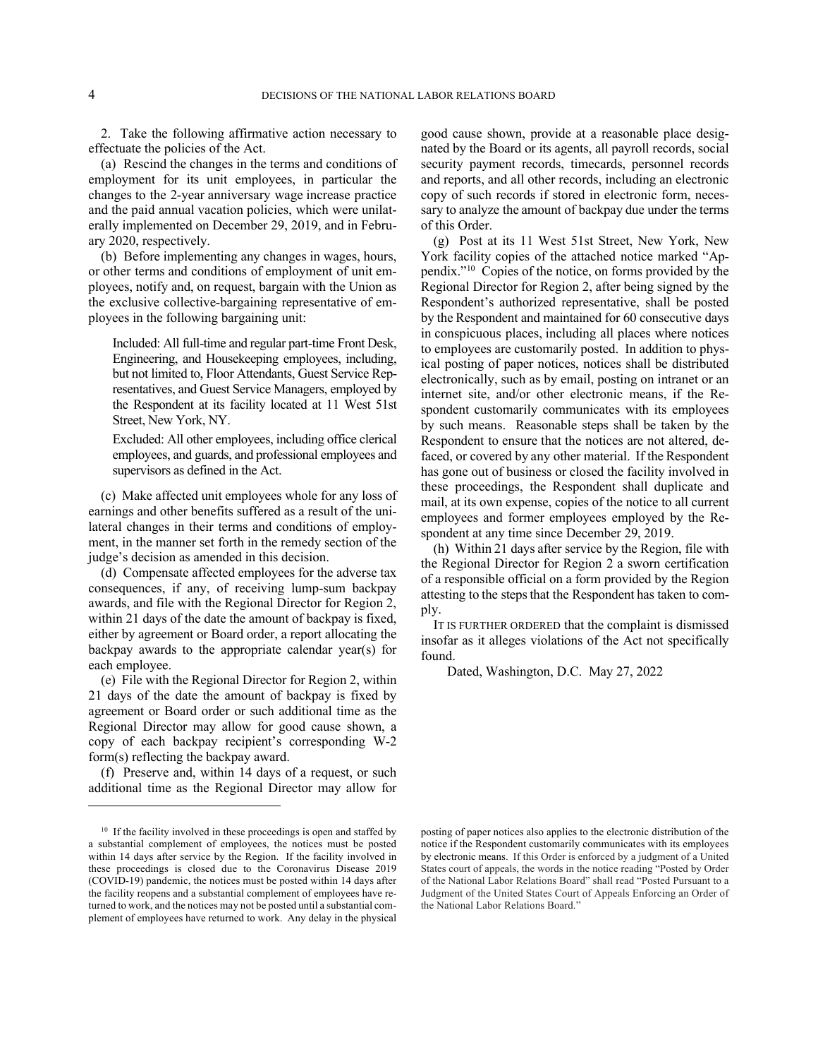2. Take the following affirmative action necessary to effectuate the policies of the Act.

(a) Rescind the changes in the terms and conditions of employment for its unit employees, in particular the changes to the 2-year anniversary wage increase practice and the paid annual vacation policies, which were unilaterally implemented on December 29, 2019, and in February 2020, respectively.

(b) Before implementing any changes in wages, hours, or other terms and conditions of employment of unit employees, notify and, on request, bargain with the Union as the exclusive collective-bargaining representative of employees in the following bargaining unit:

> Included: All full-time and regular part-time Front Desk, Engineering, and Housekeeping employees, including, but not limited to, Floor Attendants, Guest Service Representatives, and Guest Service Managers, employed by the Respondent at its facility located at 11 West 51st Street, New York, NY.
>
> Excluded: All other employees, including office clerical employees, and guards, and professional employees and supervisors as defined in the Act.

(c) Make affected unit employees whole for any loss of earnings and other benefits suffered as a result of the unilateral changes in their terms and conditions of employment, in the manner set forth in the remedy section of the judge's decision as amended in this decision.

(d) Compensate affected employees for the adverse tax consequences, if any, of receiving lump-sum backpay awards, and file with the Regional Director for Region 2, within 21 days of the date the amount of backpay is fixed, either by agreement or Board order, a report allocating the backpay awards to the appropriate calendar year(s) for each employee.

(e) File with the Regional Director for Region 2, within 21 days of the date the amount of backpay is fixed by agreement or Board order or such additional time as the Regional Director may allow for good cause shown, a copy of each backpay recipient's corresponding W-2 form(s) reflecting the backpay award.

(f) Preserve and, within 14 days of a request, or such additional time as the Regional Director may allow for good cause shown, provide at a reasonable place designated by the Board or its agents, all payroll records, social security payment records, timecards, personnel records and reports, and all other records, including an electronic copy of such records if stored in electronic form, necessary to analyze the amount of backpay due under the terms of this Order.

(g) Post at its 11 West 51st Street, New York, New York facility copies of the attached notice marked "Appendix."[10] Copies of the notice, on forms provided by the Regional Director for Region 2, after being signed by the Respondent's authorized representative, shall be posted by the Respondent and maintained for 60 consecutive days in conspicuous places, including all places where notices to employees are customarily posted. In addition to physical posting of paper notices, notices shall be distributed electronically, such as by email, posting on intranet or an internet site, and/or other electronic means, if the Respondent customarily communicates with its employees by such means. Reasonable steps shall be taken by the Respondent to ensure that the notices are not altered, defaced, or covered by any other material. If the Respondent has gone out of business or closed the facility involved in these proceedings, the Respondent shall duplicate and mail, at its own expense, copies of the notice to all current employees and former employees employed by the Respondent at any time since December 29, 2019.

(h) Within 21 days after service by the Region, file with the Regional Director for Region 2 a sworn certification of a responsible official on a form provided by the Region attesting to the steps that the Respondent has taken to comply.

IT IS FURTHER ORDERED that the complaint is dismissed insofar as it alleges violations of the Act not specifically found.

Dated, Washington, D.C. May 27, 2022

---

[10] If the facility involved in these proceedings is open and staffed by a substantial complement of employees, the notices must be posted within 14 days after service by the Region. If the facility involved in these proceedings is closed due to the Coronavirus Disease 2019 (COVID-19) pandemic, the notices must be posted within 14 days after the facility reopens and a substantial complement of employees have returned to work, and the notices may not be posted until a substantial complement of employees have returned to work. Any delay in the physical posting of paper notices also applies to the electronic distribution of the notice if the Respondent customarily communicates with its employees by electronic means. If this Order is enforced by a judgment of a United States court of appeals, the words in the notice reading "Posted by Order of the National Labor Relations Board" shall read "Posted Pursuant to a Judgment of the United States Court of Appeals Enforcing an Order of the National Labor Relations Board."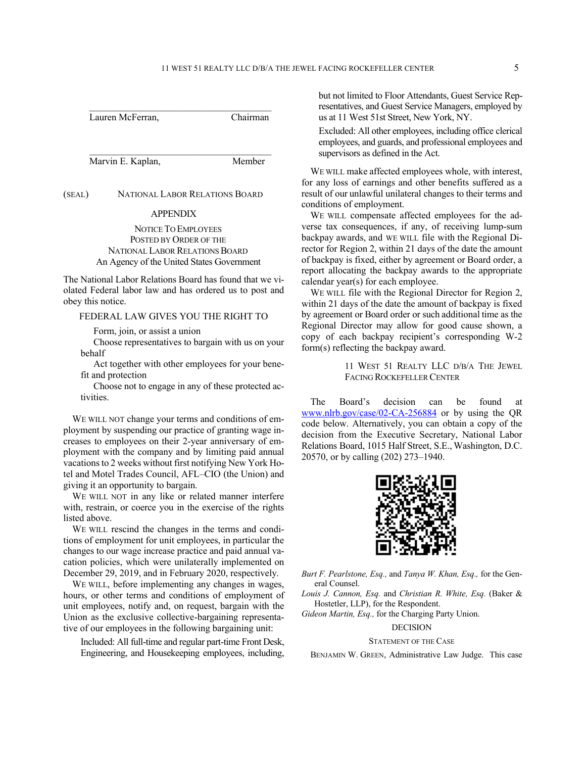\_\_\_\_\_\_\_\_\_\_\_\_\_\_\_\_\_\_\_\_\_\_\_\_\_\_\_\_\_\_\_\_\_\_\_\_\_\_\_

Lauren McFerran, Chairman

\_\_\_\_\_\_\_\_\_\_\_\_\_\_\_\_\_\_\_\_\_\_\_\_\_\_\_\_\_\_\_\_\_\_\_\_\_\_\_

Marvin E. Kaplan, Member

(SEAL) NATIONAL LABOR RELATIONS BOARD

## APPENDIX

NOTICE TO EMPLOYEES
POSTED BY ORDER OF THE
NATIONAL LABOR RELATIONS BOARD
An Agency of the United States Government

The National Labor Relations Board has found that we violated Federal labor law and has ordered us to post and obey this notice.

FEDERAL LAW GIVES YOU THE RIGHT TO

Form, join, or assist a union

Choose representatives to bargain with us on your behalf

Act together with other employees for your benefit and protection

Choose not to engage in any of these protected activities.

WE WILL NOT change your terms and conditions of employment by suspending our practice of granting wage increases to employees on their 2-year anniversary of employment with the company and by limiting paid annual vacations to 2 weeks without first notifying New York Hotel and Motel Trades Council, AFL–CIO (the Union) and giving it an opportunity to bargain.

WE WILL NOT in any like or related manner interfere with, restrain, or coerce you in the exercise of the rights listed above.

WE WILL rescind the changes in the terms and conditions of employment for unit employees, in particular the changes to our wage increase practice and paid annual vacation policies, which were unilaterally implemented on December 29, 2019, and in February 2020, respectively.

WE WILL, before implementing any changes in wages, hours, or other terms and conditions of employment of unit employees, notify and, on request, bargain with the Union as the exclusive collective-bargaining representative of our employees in the following bargaining unit:

> Included: All full-time and regular part-time Front Desk, Engineering, and Housekeeping employees, including, but not limited to Floor Attendants, Guest Service Representatives, and Guest Service Managers, employed by us at 11 West 51st Street, New York, NY.
>
> Excluded: All other employees, including office clerical employees, and guards, and professional employees and supervisors as defined in the Act.

WE WILL make affected employees whole, with interest, for any loss of earnings and other benefits suffered as a result of our unlawful unilateral changes to their terms and conditions of employment.

WE WILL compensate affected employees for the adverse tax consequences, if any, of receiving lump-sum backpay awards, and WE WILL file with the Regional Director for Region 2, within 21 days of the date the amount of backpay is fixed, either by agreement or Board order, a report allocating the backpay awards to the appropriate calendar year(s) for each employee.

WE WILL file with the Regional Director for Region 2, within 21 days of the date the amount of backpay is fixed by agreement or Board order or such additional time as the Regional Director may allow for good cause shown, a copy of each backpay recipient's corresponding W-2 form(s) reflecting the backpay award.

11 WEST 51 REALTY LLC D/B/A THE JEWEL FACING ROCKEFELLER CENTER

The Board's decision can be found at www.nlrb.gov/case/02-CA-256884 or by using the QR code below. Alternatively, you can obtain a copy of the decision from the Executive Secretary, National Labor Relations Board, 1015 Half Street, S.E., Washington, D.C. 20570, or by calling (202) 273–1940.

*Burt F. Pearlstone, Esq.,* and *Tanya W. Khan, Esq.,* for the General Counsel.

*Louis J. Cannon, Esq.* and *Christian R. White, Esq.* (Baker & Hostetler, LLP), for the Respondent.

*Gideon Martin, Esq.,* for the Charging Party Union.

## DECISION

### STATEMENT OF THE CASE

BENJAMIN W. GREEN, Administrative Law Judge. This case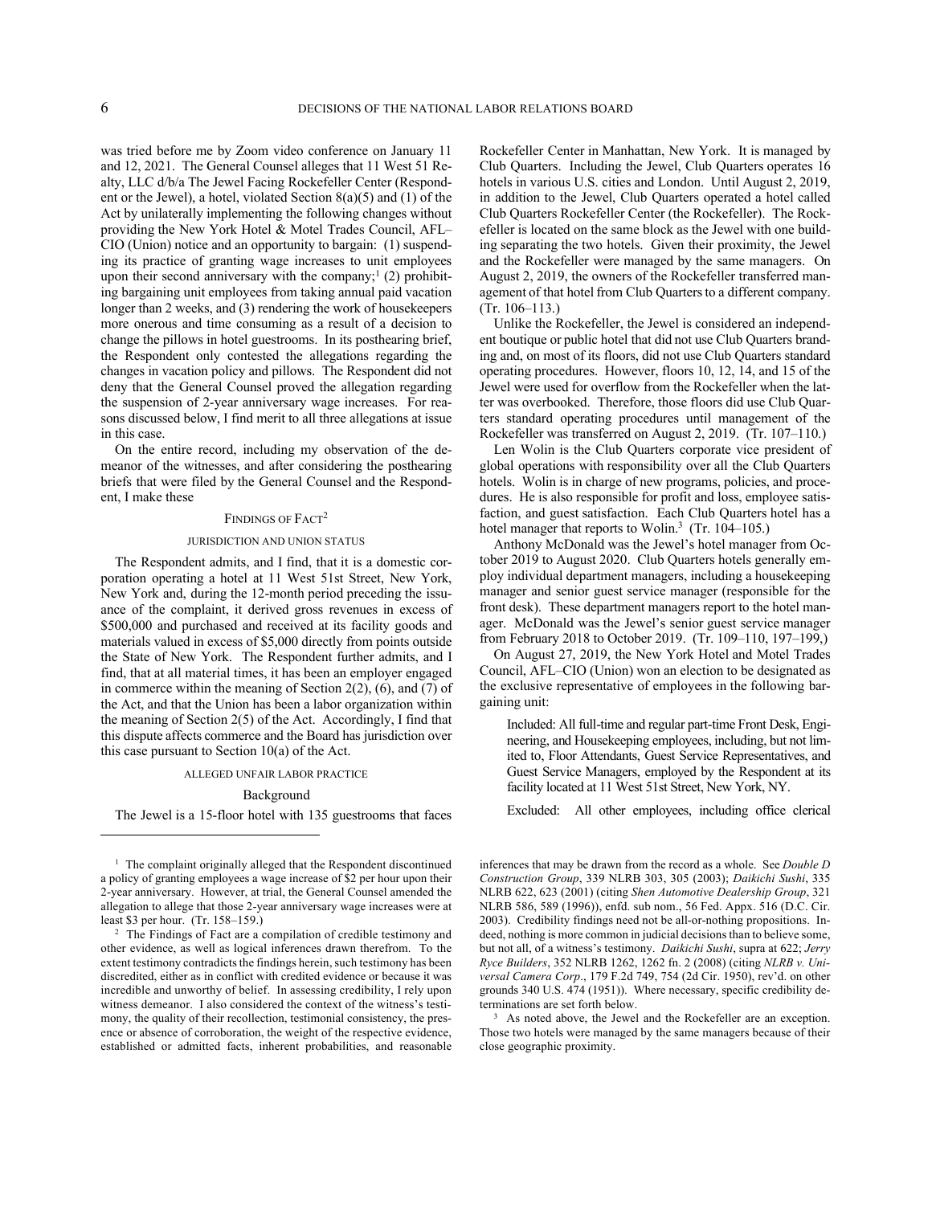was tried before me by Zoom video conference on January 11 and 12, 2021. The General Counsel alleges that 11 West 51 Realty, LLC d/b/a The Jewel Facing Rockefeller Center (Respondent or the Jewel), a hotel, violated Section 8(a)(5) and (1) of the Act by unilaterally implementing the following changes without providing the New York Hotel & Motel Trades Council, AFL–CIO (Union) notice and an opportunity to bargain: (1) suspending its practice of granting wage increases to unit employees upon their second anniversary with the company;[1] (2) prohibiting bargaining unit employees from taking annual paid vacation longer than 2 weeks, and (3) rendering the work of housekeepers more onerous and time consuming as a result of a decision to change the pillows in hotel guestrooms. In its posthearing brief, the Respondent only contested the allegations regarding the changes in vacation policy and pillows. The Respondent did not deny that the General Counsel proved the allegation regarding the suspension of 2-year anniversary wage increases. For reasons discussed below, I find merit to all three allegations at issue in this case.

On the entire record, including my observation of the demeanor of the witnesses, and after considering the posthearing briefs that were filed by the General Counsel and the Respondent, I make these

## FINDINGS OF FACT[2]

### JURISDICTION AND UNION STATUS

The Respondent admits, and I find, that it is a domestic corporation operating a hotel at 11 West 51st Street, New York, New York and, during the 12-month period preceding the issuance of the complaint, it derived gross revenues in excess of $500,000 and purchased and received at its facility goods and materials valued in excess of $5,000 directly from points outside the State of New York. The Respondent further admits, and I find, that at all material times, it has been an employer engaged in commerce within the meaning of Section 2(2), (6), and (7) of the Act, and that the Union has been a labor organization within the meaning of Section 2(5) of the Act. Accordingly, I find that this dispute affects commerce and the Board has jurisdiction over this case pursuant to Section 10(a) of the Act.

### ALLEGED UNFAIR LABOR PRACTICE

#### Background

The Jewel is a 15-floor hotel with 135 guestrooms that faces Rockefeller Center in Manhattan, New York. It is managed by Club Quarters. Including the Jewel, Club Quarters operates 16 hotels in various U.S. cities and London. Until August 2, 2019, in addition to the Jewel, Club Quarters operated a hotel called Club Quarters Rockefeller Center (the Rockefeller). The Rockefeller is located on the same block as the Jewel with one building separating the two hotels. Given their proximity, the Jewel and the Rockefeller were managed by the same managers. On August 2, 2019, the owners of the Rockefeller transferred management of that hotel from Club Quarters to a different company. (Tr. 106–113.)

Unlike the Rockefeller, the Jewel is considered an independent boutique or public hotel that did not use Club Quarters branding and, on most of its floors, did not use Club Quarters standard operating procedures. However, floors 10, 12, 14, and 15 of the Jewel were used for overflow from the Rockefeller when the latter was overbooked. Therefore, those floors did use Club Quarters standard operating procedures until management of the Rockefeller was transferred on August 2, 2019. (Tr. 107–110.)

Len Wolin is the Club Quarters corporate vice president of global operations with responsibility over all the Club Quarters hotels. Wolin is in charge of new programs, policies, and procedures. He is also responsible for profit and loss, employee satisfaction, and guest satisfaction. Each Club Quarters hotel has a hotel manager that reports to Wolin.[3] (Tr. 104–105.)

Anthony McDonald was the Jewel's hotel manager from October 2019 to August 2020. Club Quarters hotels generally employ individual department managers, including a housekeeping manager and senior guest service manager (responsible for the front desk). These department managers report to the hotel manager. McDonald was the Jewel's senior guest service manager from February 2018 to October 2019. (Tr. 109–110, 197–199,)

On August 27, 2019, the New York Hotel and Motel Trades Council, AFL–CIO (Union) won an election to be designated as the exclusive representative of employees in the following bargaining unit:

> Included: All full-time and regular part-time Front Desk, Engineering, and Housekeeping employees, including, but not limited to, Floor Attendants, Guest Service Representatives, and Guest Service Managers, employed by the Respondent at its facility located at 11 West 51st Street, New York, NY.
>
> Excluded: All other employees, including office clerical

---

[1] The complaint originally alleged that the Respondent discontinued a policy of granting employees a wage increase of $2 per hour upon their 2-year anniversary. However, at trial, the General Counsel amended the allegation to allege that those 2-year anniversary wage increases were at least $3 per hour. (Tr. 158–159.)

[2] The Findings of Fact are a compilation of credible testimony and other evidence, as well as logical inferences drawn therefrom. To the extent testimony contradicts the findings herein, such testimony has been discredited, either as in conflict with credited evidence or because it was incredible and unworthy of belief. In assessing credibility, I rely upon witness demeanor. I also considered the context of the witness's testimony, the quality of their recollection, testimonial consistency, the presence or absence of corroboration, the weight of the respective evidence, established or admitted facts, inherent probabilities, and reasonable inferences that may be drawn from the record as a whole. See *Double D Construction Group*, 339 NLRB 303, 305 (2003); *Daikichi Sushi*, 335 NLRB 622, 623 (2001) (citing *Shen Automotive Dealership Group*, 321 NLRB 586, 589 (1996)), enfd. sub nom., 56 Fed. Appx. 516 (D.C. Cir. 2003). Credibility findings need not be all-or-nothing propositions. Indeed, nothing is more common in judicial decisions than to believe some, but not all, of a witness's testimony. *Daikichi Sushi*, supra at 622; *Jerry Ryce Builders*, 352 NLRB 1262, 1262 fn. 2 (2008) (citing *NLRB v. Universal Camera Corp*., 179 F.2d 749, 754 (2d Cir. 1950), rev'd. on other grounds 340 U.S. 474 (1951)). Where necessary, specific credibility determinations are set forth below.

[3] As noted above, the Jewel and the Rockefeller are an exception. Those two hotels were managed by the same managers because of their close geographic proximity.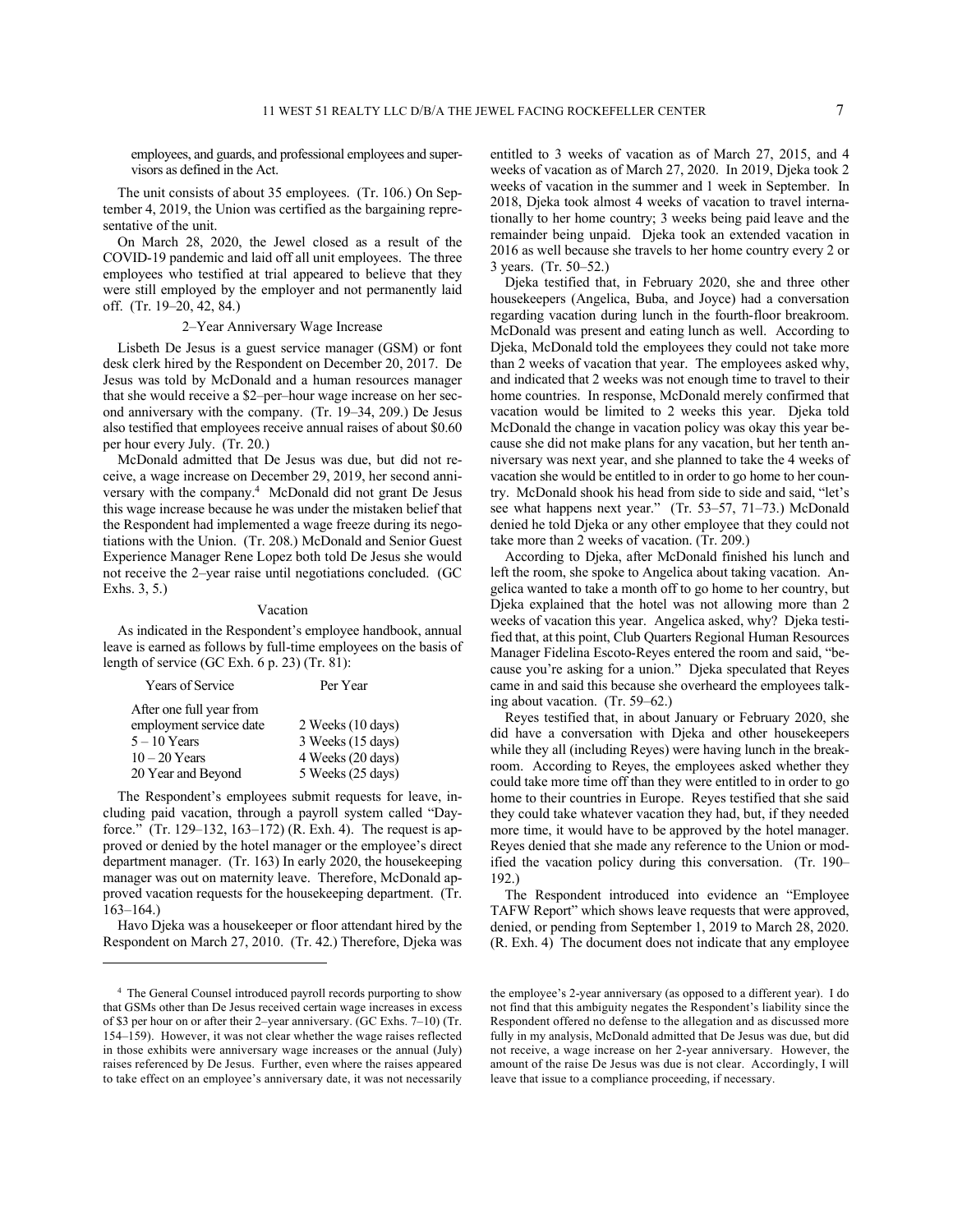employees, and guards, and professional employees and supervisors as defined in the Act.

The unit consists of about 35 employees. (Tr. 106.) On September 4, 2019, the Union was certified as the bargaining representative of the unit.

On March 28, 2020, the Jewel closed as a result of the COVID-19 pandemic and laid off all unit employees. The three employees who testified at trial appeared to believe that they were still employed by the employer and not permanently laid off. (Tr. 19–20, 42, 84.)

### 2–Year Anniversary Wage Increase

Lisbeth De Jesus is a guest service manager (GSM) or font desk clerk hired by the Respondent on December 20, 2017. De Jesus was told by McDonald and a human resources manager that she would receive a $2–per–hour wage increase on her second anniversary with the company. (Tr. 19–34, 209.) De Jesus also testified that employees receive annual raises of about $0.60 per hour every July. (Tr. 20.)

McDonald admitted that De Jesus was due, but did not receive, a wage increase on December 29, 2019, her second anniversary with the company.[4] McDonald did not grant De Jesus this wage increase because he was under the mistaken belief that the Respondent had implemented a wage freeze during its negotiations with the Union. (Tr. 208.) McDonald and Senior Guest Experience Manager Rene Lopez both told De Jesus she would not receive the 2–year raise until negotiations concluded. (GC Exhs. 3, 5.)

### Vacation

As indicated in the Respondent's employee handbook, annual leave is earned as follows by full-time employees on the basis of length of service (GC Exh. 6 p. 23) (Tr. 81):

| Years of Service | Per Year |
|---|---|
| After one full year from employment service date | 2 Weeks (10 days) |
| 5 – 10 Years | 3 Weeks (15 days) |
| 10 – 20 Years | 4 Weeks (20 days) |
| 20 Year and Beyond | 5 Weeks (25 days) |

The Respondent's employees submit requests for leave, including paid vacation, through a payroll system called "Dayforce." (Tr. 129–132, 163–172) (R. Exh. 4). The request is approved or denied by the hotel manager or the employee's direct department manager. (Tr. 163) In early 2020, the housekeeping manager was out on maternity leave. Therefore, McDonald approved vacation requests for the housekeeping department. (Tr. 163–164.)

Havo Djeka was a housekeeper or floor attendant hired by the Respondent on March 27, 2010. (Tr. 42.) Therefore, Djeka was entitled to 3 weeks of vacation as of March 27, 2015, and 4 weeks of vacation as of March 27, 2020. In 2019, Djeka took 2 weeks of vacation in the summer and 1 week in September. In 2018, Djeka took almost 4 weeks of vacation to travel internationally to her home country; 3 weeks being paid leave and the remainder being unpaid. Djeka took an extended vacation in 2016 as well because she travels to her home country every 2 or 3 years. (Tr. 50–52.)

Djeka testified that, in February 2020, she and three other housekeepers (Angelica, Buba, and Joyce) had a conversation regarding vacation during lunch in the fourth-floor breakroom. McDonald was present and eating lunch as well. According to Djeka, McDonald told the employees they could not take more than 2 weeks of vacation that year. The employees asked why, and indicated that 2 weeks was not enough time to travel to their home countries. In response, McDonald merely confirmed that vacation would be limited to 2 weeks this year. Djeka told McDonald the change in vacation policy was okay this year because she did not make plans for any vacation, but her tenth anniversary was next year, and she planned to take the 4 weeks of vacation she would be entitled to in order to go home to her country. McDonald shook his head from side to side and said, "let's see what happens next year." (Tr. 53–57, 71–73.) McDonald denied he told Djeka or any other employee that they could not take more than 2 weeks of vacation. (Tr. 209.)

According to Djeka, after McDonald finished his lunch and left the room, she spoke to Angelica about taking vacation. Angelica wanted to take a month off to go home to her country, but Djeka explained that the hotel was not allowing more than 2 weeks of vacation this year. Angelica asked, why? Djeka testified that, at this point, Club Quarters Regional Human Resources Manager Fidelina Escoto-Reyes entered the room and said, "because you're asking for a union." Djeka speculated that Reyes came in and said this because she overheard the employees talking about vacation. (Tr. 59–62.)

Reyes testified that, in about January or February 2020, she did have a conversation with Djeka and other housekeepers while they all (including Reyes) were having lunch in the breakroom. According to Reyes, the employees asked whether they could take more time off than they were entitled to in order to go home to their countries in Europe. Reyes testified that she said they could take whatever vacation they had, but, if they needed more time, it would have to be approved by the hotel manager. Reyes denied that she made any reference to the Union or modified the vacation policy during this conversation. (Tr. 190–192.)

The Respondent introduced into evidence an "Employee TAFW Report" which shows leave requests that were approved, denied, or pending from September 1, 2019 to March 28, 2020. (R. Exh. 4) The document does not indicate that any employee

---

[4] The General Counsel introduced payroll records purporting to show that GSMs other than De Jesus received certain wage increases in excess of $3 per hour on or after their 2–year anniversary. (GC Exhs. 7–10) (Tr. 154–159). However, it was not clear whether the wage raises reflected in those exhibits were anniversary wage increases or the annual (July) raises referenced by De Jesus. Further, even where the raises appeared to take effect on an employee's anniversary date, it was not necessarily the employee's 2-year anniversary (as opposed to a different year). I do not find that this ambiguity negates the Respondent's liability since the Respondent offered no defense to the allegation and as discussed more fully in my analysis, McDonald admitted that De Jesus was due, but did not receive, a wage increase on her 2-year anniversary. However, the amount of the raise De Jesus was due is not clear. Accordingly, I will leave that issue to a compliance proceeding, if necessary.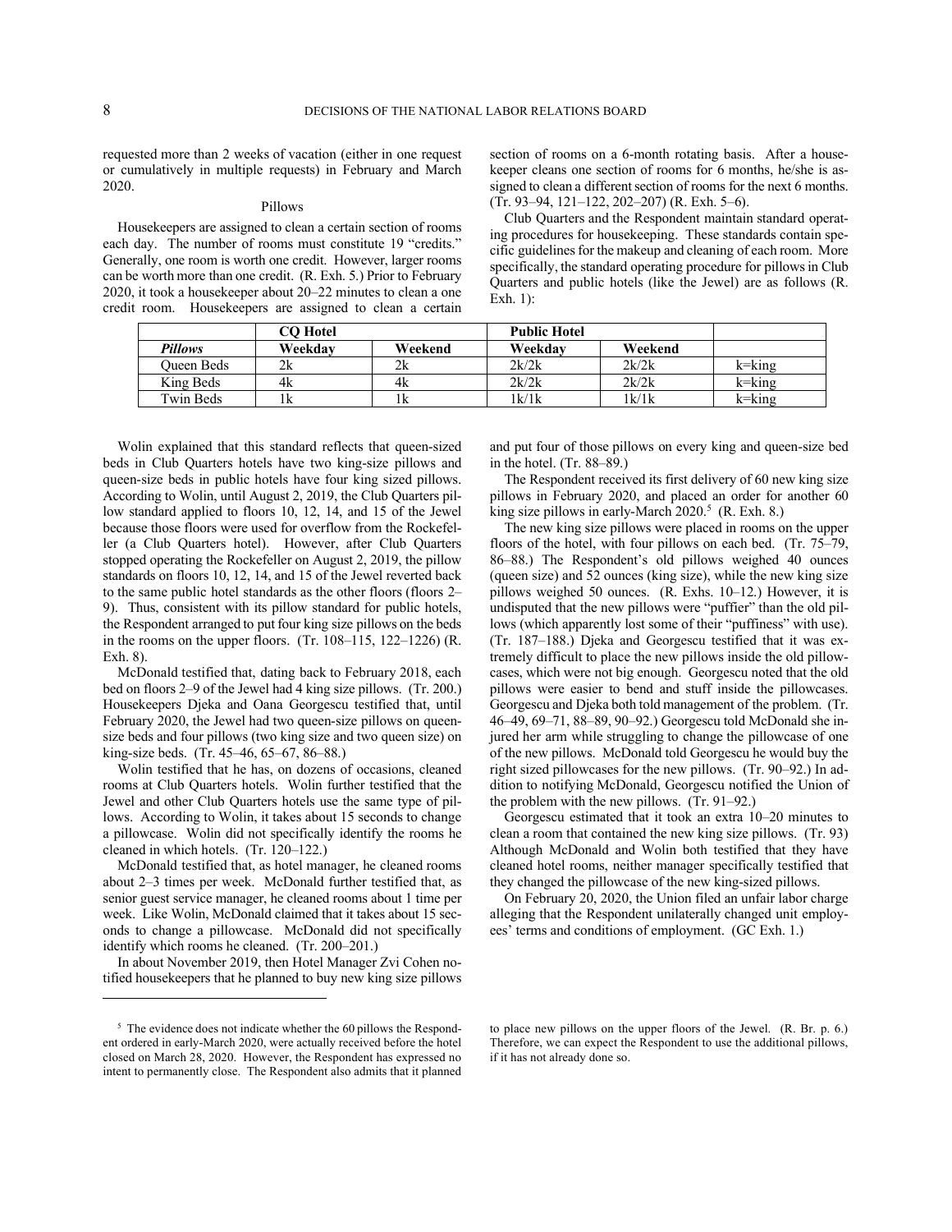requested more than 2 weeks of vacation (either in one request or cumulatively in multiple requests) in February and March 2020.

### Pillows

Housekeepers are assigned to clean a certain section of rooms each day. The number of rooms must constitute 19 "credits." Generally, one room is worth one credit. However, larger rooms can be worth more than one credit. (R. Exh. 5.) Prior to February 2020, it took a housekeeper about 20–22 minutes to clean a one credit room. Housekeepers are assigned to clean a certain section of rooms on a 6-month rotating basis. After a housekeeper cleans one section of rooms for 6 months, he/she is assigned to clean a different section of rooms for the next 6 months. (Tr. 93–94, 121–122, 202–207) (R. Exh. 5–6).

Club Quarters and the Respondent maintain standard operating procedures for housekeeping. These standards contain specific guidelines for the makeup and cleaning of each room. More specifically, the standard operating procedure for pillows in Club Quarters and public hotels (like the Jewel) are as follows (R. Exh. 1):

| | **CQ Hotel** | | **Public Hotel** | | |
|---|---|---|---|---|---|
| ***Pillows*** | **Weekday** | **Weekend** | **Weekday** | **Weekend** | |
| Queen Beds | 2k | 2k | 2k/2k | 2k/2k | k=king |
| King Beds | 4k | 4k | 2k/2k | 2k/2k | k=king |
| Twin Beds | 1k | 1k | 1k/1k | 1k/1k | k=king |

Wolin explained that this standard reflects that queen-sized beds in Club Quarters hotels have two king-size pillows and queen-size beds in public hotels have four king sized pillows. According to Wolin, until August 2, 2019, the Club Quarters pillow standard applied to floors 10, 12, 14, and 15 of the Jewel because those floors were used for overflow from the Rockefeller (a Club Quarters hotel). However, after Club Quarters stopped operating the Rockefeller on August 2, 2019, the pillow standards on floors 10, 12, 14, and 15 of the Jewel reverted back to the same public hotel standards as the other floors (floors 2–9). Thus, consistent with its pillow standard for public hotels, the Respondent arranged to put four king size pillows on the beds in the rooms on the upper floors. (Tr. 108–115, 122–1226) (R. Exh. 8).

McDonald testified that, dating back to February 2018, each bed on floors 2–9 of the Jewel had 4 king size pillows. (Tr. 200.) Housekeepers Djeka and Oana Georgescu testified that, until February 2020, the Jewel had two queen-size pillows on queen-size beds and four pillows (two king size and two queen size) on king-size beds. (Tr. 45–46, 65–67, 86–88.)

Wolin testified that he has, on dozens of occasions, cleaned rooms at Club Quarters hotels. Wolin further testified that the Jewel and other Club Quarters hotels use the same type of pillows. According to Wolin, it takes about 15 seconds to change a pillowcase. Wolin did not specifically identify the rooms he cleaned in which hotels. (Tr. 120–122.)

McDonald testified that, as hotel manager, he cleaned rooms about 2–3 times per week. McDonald further testified that, as senior guest service manager, he cleaned rooms about 1 time per week. Like Wolin, McDonald claimed that it takes about 15 seconds to change a pillowcase. McDonald did not specifically identify which rooms he cleaned. (Tr. 200–201.)

In about November 2019, then Hotel Manager Zvi Cohen notified housekeepers that he planned to buy new king size pillows and put four of those pillows on every king and queen-size bed in the hotel. (Tr. 88–89.)

The Respondent received its first delivery of 60 new king size pillows in February 2020, and placed an order for another 60 king size pillows in early-March 2020.[5] (R. Exh. 8.)

The new king size pillows were placed in rooms on the upper floors of the hotel, with four pillows on each bed. (Tr. 75–79, 86–88.) The Respondent's old pillows weighed 40 ounces (queen size) and 52 ounces (king size), while the new king size pillows weighed 50 ounces. (R. Exhs. 10–12.) However, it is undisputed that the new pillows were "puffier" than the old pillows (which apparently lost some of their "puffiness" with use). (Tr. 187–188.) Djeka and Georgescu testified that it was extremely difficult to place the new pillows inside the old pillowcases, which were not big enough. Georgescu noted that the old pillows were easier to bend and stuff inside the pillowcases. Georgescu and Djeka both told management of the problem. (Tr. 46–49, 69–71, 88–89, 90–92.) Georgescu told McDonald she injured her arm while struggling to change the pillowcase of one of the new pillows. McDonald told Georgescu he would buy the right sized pillowcases for the new pillows. (Tr. 90–92.) In addition to notifying McDonald, Georgescu notified the Union of the problem with the new pillows. (Tr. 91–92.)

Georgescu estimated that it took an extra 10–20 minutes to clean a room that contained the new king size pillows. (Tr. 93) Although McDonald and Wolin both testified that they have cleaned hotel rooms, neither manager specifically testified that they changed the pillowcase of the new king-sized pillows.

On February 20, 2020, the Union filed an unfair labor charge alleging that the Respondent unilaterally changed unit employees' terms and conditions of employment. (GC Exh. 1.)

---

[5] The evidence does not indicate whether the 60 pillows the Respondent ordered in early-March 2020, were actually received before the hotel closed on March 28, 2020. However, the Respondent has expressed no intent to permanently close. The Respondent also admits that it planned to place new pillows on the upper floors of the Jewel. (R. Br. p. 6.) Therefore, we can expect the Respondent to use the additional pillows, if it has not already done so.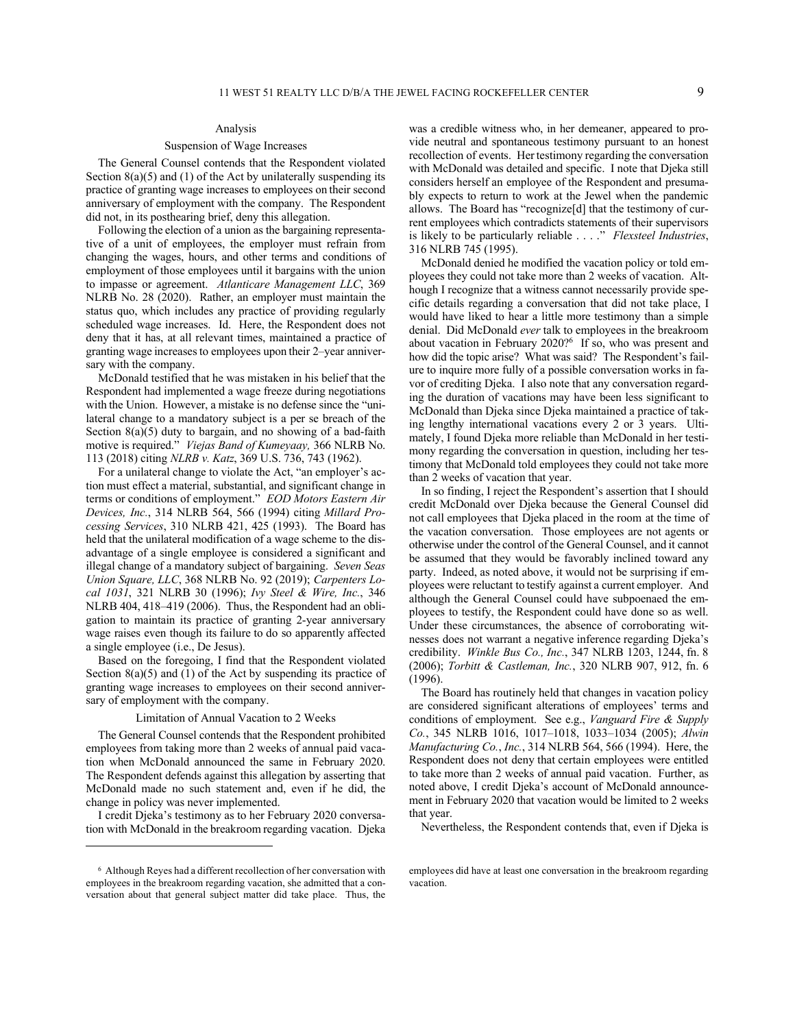## Analysis

### Suspension of Wage Increases

The General Counsel contends that the Respondent violated Section 8(a)(5) and (1) of the Act by unilaterally suspending its practice of granting wage increases to employees on their second anniversary of employment with the company. The Respondent did not, in its posthearing brief, deny this allegation.

Following the election of a union as the bargaining representative of a unit of employees, the employer must refrain from changing the wages, hours, and other terms and conditions of employment of those employees until it bargains with the union to impasse or agreement. *Atlanticare Management LLC*, 369 NLRB No. 28 (2020). Rather, an employer must maintain the status quo, which includes any practice of providing regularly scheduled wage increases. Id. Here, the Respondent does not deny that it has, at all relevant times, maintained a practice of granting wage increases to employees upon their 2–year anniversary with the company.

McDonald testified that he was mistaken in his belief that the Respondent had implemented a wage freeze during negotiations with the Union. However, a mistake is no defense since the "unilateral change to a mandatory subject is a per se breach of the Section 8(a)(5) duty to bargain, and no showing of a bad-faith motive is required." *Viejas Band of Kumeyaay,* 366 NLRB No. 113 (2018) citing *NLRB v. Katz*, 369 U.S. 736, 743 (1962).

For a unilateral change to violate the Act, "an employer's action must effect a material, substantial, and significant change in terms or conditions of employment." *EOD Motors Eastern Air Devices, Inc.*, 314 NLRB 564, 566 (1994) citing *Millard Processing Services*, 310 NLRB 421, 425 (1993). The Board has held that the unilateral modification of a wage scheme to the disadvantage of a single employee is considered a significant and illegal change of a mandatory subject of bargaining. *Seven Seas Union Square, LLC*, 368 NLRB No. 92 (2019); *Carpenters Local 1031*, 321 NLRB 30 (1996); *Ivy Steel & Wire, Inc.*, 346 NLRB 404, 418–419 (2006). Thus, the Respondent had an obligation to maintain its practice of granting 2-year anniversary wage raises even though its failure to do so apparently affected a single employee (i.e., De Jesus).

Based on the foregoing, I find that the Respondent violated Section 8(a)(5) and (1) of the Act by suspending its practice of granting wage increases to employees on their second anniversary of employment with the company.

### Limitation of Annual Vacation to 2 Weeks

The General Counsel contends that the Respondent prohibited employees from taking more than 2 weeks of annual paid vacation when McDonald announced the same in February 2020. The Respondent defends against this allegation by asserting that McDonald made no such statement and, even if he did, the change in policy was never implemented.

I credit Djeka's testimony as to her February 2020 conversation with McDonald in the breakroom regarding vacation. Djeka was a credible witness who, in her demeaner, appeared to provide neutral and spontaneous testimony pursuant to an honest recollection of events. Her testimony regarding the conversation with McDonald was detailed and specific. I note that Djeka still considers herself an employee of the Respondent and presumably expects to return to work at the Jewel when the pandemic allows. The Board has "recognize[d] that the testimony of current employees which contradicts statements of their supervisors is likely to be particularly reliable . . . ." *Flexsteel Industries*, 316 NLRB 745 (1995).

McDonald denied he modified the vacation policy or told employees they could not take more than 2 weeks of vacation. Although I recognize that a witness cannot necessarily provide specific details regarding a conversation that did not take place, I would have liked to hear a little more testimony than a simple denial. Did McDonald *ever* talk to employees in the breakroom about vacation in February 2020?[6] If so, who was present and how did the topic arise? What was said? The Respondent's failure to inquire more fully of a possible conversation works in favor of crediting Djeka. I also note that any conversation regarding the duration of vacations may have been less significant to McDonald than Djeka since Djeka maintained a practice of taking lengthy international vacations every 2 or 3 years. Ultimately, I found Djeka more reliable than McDonald in her testimony regarding the conversation in question, including her testimony that McDonald told employees they could not take more than 2 weeks of vacation that year.

In so finding, I reject the Respondent's assertion that I should credit McDonald over Djeka because the General Counsel did not call employees that Djeka placed in the room at the time of the vacation conversation. Those employees are not agents or otherwise under the control of the General Counsel, and it cannot be assumed that they would be favorably inclined toward any party. Indeed, as noted above, it would not be surprising if employees were reluctant to testify against a current employer. And although the General Counsel could have subpoenaed the employees to testify, the Respondent could have done so as well. Under these circumstances, the absence of corroborating witnesses does not warrant a negative inference regarding Djeka's credibility. *Winkle Bus Co., Inc.*, 347 NLRB 1203, 1244, fn. 8 (2006); *Torbitt & Castleman, Inc.*, 320 NLRB 907, 912, fn. 6 (1996).

The Board has routinely held that changes in vacation policy are considered significant alterations of employees' terms and conditions of employment. See e.g., *Vanguard Fire & Supply Co.*, 345 NLRB 1016, 1017–1018, 1033–1034 (2005); *Alwin Manufacturing Co.*, *Inc.*, 314 NLRB 564, 566 (1994). Here, the Respondent does not deny that certain employees were entitled to take more than 2 weeks of annual paid vacation. Further, as noted above, I credit Djeka's account of McDonald announcement in February 2020 that vacation would be limited to 2 weeks that year.

Nevertheless, the Respondent contends that, even if Djeka is

---

[6] Although Reyes had a different recollection of her conversation with employees in the breakroom regarding vacation, she admitted that a conversation about that general subject matter did take place. Thus, the employees did have at least one conversation in the breakroom regarding vacation.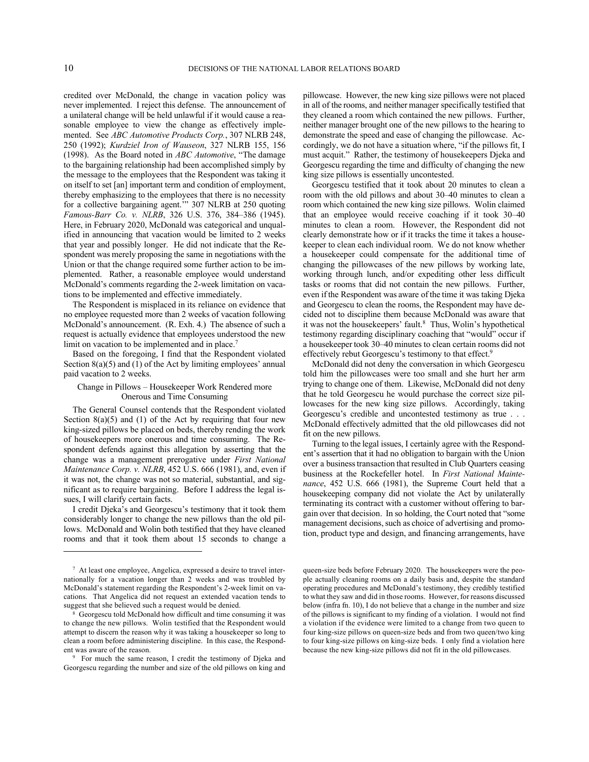credited over McDonald, the change in vacation policy was never implemented. I reject this defense. The announcement of a unilateral change will be held unlawful if it would cause a reasonable employee to view the change as effectively implemented. See *ABC Automotive Products Corp.*, 307 NLRB 248, 250 (1992); *Kurdziel Iron of Wauseon*, 327 NLRB 155, 156 (1998). As the Board noted in *ABC Automotive*, "The damage to the bargaining relationship had been accomplished simply by the message to the employees that the Respondent was taking it on itself to set [an] important term and condition of employment, thereby emphasizing to the employees that there is no necessity for a collective bargaining agent.'" 307 NLRB at 250 quoting *Famous-Barr Co. v. NLRB*, 326 U.S. 376, 384–386 (1945). Here, in February 2020, McDonald was categorical and unqualified in announcing that vacation would be limited to 2 weeks that year and possibly longer. He did not indicate that the Respondent was merely proposing the same in negotiations with the Union or that the change required some further action to be implemented. Rather, a reasonable employee would understand McDonald's comments regarding the 2-week limitation on vacations to be implemented and effective immediately.

The Respondent is misplaced in its reliance on evidence that no employee requested more than 2 weeks of vacation following McDonald's announcement. (R. Exh. 4.) The absence of such a request is actually evidence that employees understood the new limit on vacation to be implemented and in place.[7]

Based on the foregoing, I find that the Respondent violated Section 8(a)(5) and (1) of the Act by limiting employees' annual paid vacation to 2 weeks.

### Change in Pillows – Housekeeper Work Rendered more Onerous and Time Consuming

The General Counsel contends that the Respondent violated Section 8(a)(5) and (1) of the Act by requiring that four new king-sized pillows be placed on beds, thereby rending the work of housekeepers more onerous and time consuming. The Respondent defends against this allegation by asserting that the change was a management prerogative under *First National Maintenance Corp. v. NLRB*, 452 U.S. 666 (1981), and, even if it was not, the change was not so material, substantial, and significant as to require bargaining. Before I address the legal issues, I will clarify certain facts.

I credit Djeka's and Georgescu's testimony that it took them considerably longer to change the new pillows than the old pillows. McDonald and Wolin both testified that they have cleaned rooms and that it took them about 15 seconds to change a pillowcase. However, the new king size pillows were not placed in all of the rooms, and neither manager specifically testified that they cleaned a room which contained the new pillows. Further, neither manager brought one of the new pillows to the hearing to demonstrate the speed and ease of changing the pillowcase. Accordingly, we do not have a situation where, "if the pillows fit, I must acquit." Rather, the testimony of housekeepers Djeka and Georgescu regarding the time and difficulty of changing the new king size pillows is essentially uncontested.

Georgescu testified that it took about 20 minutes to clean a room with the old pillows and about 30–40 minutes to clean a room which contained the new king size pillows. Wolin claimed that an employee would receive coaching if it took 30–40 minutes to clean a room. However, the Respondent did not clearly demonstrate how or if it tracks the time it takes a housekeeper to clean each individual room. We do not know whether a housekeeper could compensate for the additional time of changing the pillowcases of the new pillows by working late, working through lunch, and/or expediting other less difficult tasks or rooms that did not contain the new pillows. Further, even if the Respondent was aware of the time it was taking Djeka and Georgescu to clean the rooms, the Respondent may have decided not to discipline them because McDonald was aware that it was not the housekeepers' fault.[8] Thus, Wolin's hypothetical testimony regarding disciplinary coaching that "would" occur if a housekeeper took 30–40 minutes to clean certain rooms did not effectively rebut Georgescu's testimony to that effect.[9]

McDonald did not deny the conversation in which Georgescu told him the pillowcases were too small and she hurt her arm trying to change one of them. Likewise, McDonald did not deny that he told Georgescu he would purchase the correct size pillowcases for the new king size pillows. Accordingly, taking Georgescu's credible and uncontested testimony as true . . . McDonald effectively admitted that the old pillowcases did not fit on the new pillows.

Turning to the legal issues, I certainly agree with the Respondent's assertion that it had no obligation to bargain with the Union over a business transaction that resulted in Club Quarters ceasing business at the Rockefeller hotel. In *First National Maintenance*, 452 U.S. 666 (1981), the Supreme Court held that a housekeeping company did not violate the Act by unilaterally terminating its contract with a customer without offering to bargain over that decision. In so holding, the Court noted that "some management decisions, such as choice of advertising and promotion, product type and design, and financing arrangements, have

---

[7] At least one employee, Angelica, expressed a desire to travel internationally for a vacation longer than 2 weeks and was troubled by McDonald's statement regarding the Respondent's 2-week limit on vacations. That Angelica did not request an extended vacation tends to suggest that she believed such a request would be denied.

[8] Georgescu told McDonald how difficult and time consuming it was to change the new pillows. Wolin testified that the Respondent would attempt to discern the reason why it was taking a housekeeper so long to clean a room before administering discipline. In this case, the Respondent was aware of the reason.

[9] For much the same reason, I credit the testimony of Djeka and Georgescu regarding the number and size of the old pillows on king and queen-size beds before February 2020. The housekeepers were the people actually cleaning rooms on a daily basis and, despite the standard operating procedures and McDonald's testimony, they credibly testified to what they saw and did in those rooms. However, for reasons discussed below (infra fn. 10), I do not believe that a change in the number and size of the pillows is significant to my finding of a violation. I would not find a violation if the evidence were limited to a change from two queen to four king-size pillows on queen-size beds and from two queen/two king to four king-size pillows on king-size beds. I only find a violation here because the new king-size pillows did not fit in the old pillowcases.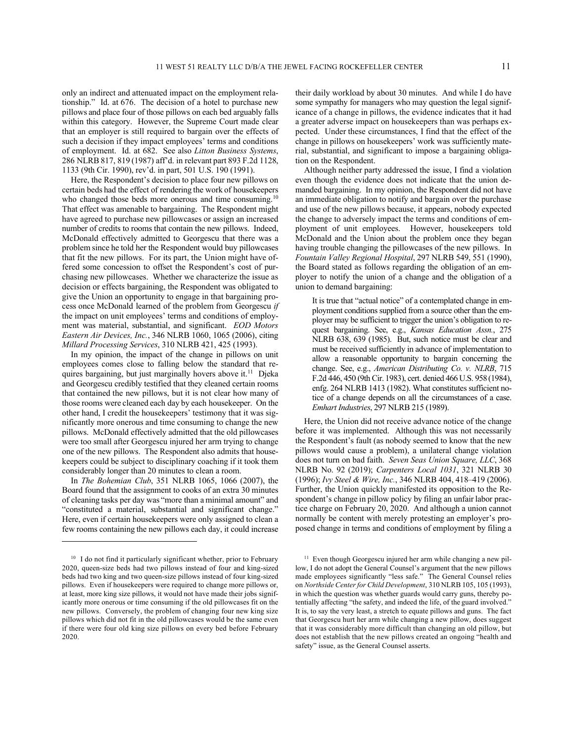only an indirect and attenuated impact on the employment relationship." Id. at 676. The decision of a hotel to purchase new pillows and place four of those pillows on each bed arguably falls within this category. However, the Supreme Court made clear that an employer is still required to bargain over the effects of such a decision if they impact employees' terms and conditions of employment. Id. at 682. See also *Litton Business Systems*, 286 NLRB 817, 819 (1987) aff'd. in relevant part 893 F.2d 1128, 1133 (9th Cir. 1990), rev'd. in part, 501 U.S. 190 (1991).

Here, the Respondent's decision to place four new pillows on certain beds had the effect of rendering the work of housekeepers who changed those beds more onerous and time consuming.[10] That effect was amenable to bargaining. The Respondent might have agreed to purchase new pillowcases or assign an increased number of credits to rooms that contain the new pillows. Indeed, McDonald effectively admitted to Georgescu that there was a problem since he told her the Respondent would buy pillowcases that fit the new pillows. For its part, the Union might have offered some concession to offset the Respondent's cost of purchasing new pillowcases. Whether we characterize the issue as decision or effects bargaining, the Respondent was obligated to give the Union an opportunity to engage in that bargaining process once McDonald learned of the problem from Georgescu *if* the impact on unit employees' terms and conditions of employment was material, substantial, and significant. *EOD Motors Eastern Air Devices, Inc.*, 346 NLRB 1060, 1065 (2006), citing *Millard Processing Services*, 310 NLRB 421, 425 (1993).

In my opinion, the impact of the change in pillows on unit employees comes close to falling below the standard that requires bargaining, but just marginally hovers above it.[11] Djeka and Georgescu credibly testified that they cleaned certain rooms that contained the new pillows, but it is not clear how many of those rooms were cleaned each day by each housekeeper. On the other hand, I credit the housekeepers' testimony that it was significantly more onerous and time consuming to change the new pillows. McDonald effectively admitted that the old pillowcases were too small after Georgescu injured her arm trying to change one of the new pillows. The Respondent also admits that housekeepers could be subject to disciplinary coaching if it took them considerably longer than 20 minutes to clean a room.

In *The Bohemian Club*, 351 NLRB 1065, 1066 (2007), the Board found that the assignment to cooks of an extra 30 minutes of cleaning tasks per day was "more than a minimal amount" and "constituted a material, substantial and significant change." Here, even if certain housekeepers were only assigned to clean a few rooms containing the new pillows each day, it could increase their daily workload by about 30 minutes. And while I do have some sympathy for managers who may question the legal significance of a change in pillows, the evidence indicates that it had a greater adverse impact on housekeepers than was perhaps expected. Under these circumstances, I find that the effect of the change in pillows on housekeepers' work was sufficiently material, substantial, and significant to impose a bargaining obligation on the Respondent.

Although neither party addressed the issue, I find a violation even though the evidence does not indicate that the union demanded bargaining. In my opinion, the Respondent did not have an immediate obligation to notify and bargain over the purchase and use of the new pillows because, it appears, nobody expected the change to adversely impact the terms and conditions of employment of unit employees. However, housekeepers told McDonald and the Union about the problem once they began having trouble changing the pillowcases of the new pillows. In *Fountain Valley Regional Hospital*, 297 NLRB 549, 551 (1990), the Board stated as follows regarding the obligation of an employer to notify the union of a change and the obligation of a union to demand bargaining:

> It is true that "actual notice" of a contemplated change in employment conditions supplied from a source other than the employer may be sufficient to trigger the union's obligation to request bargaining. See, e.g., *Kansas Education Assn.*, 275 NLRB 638, 639 (1985). But, such notice must be clear and must be received sufficiently in advance of implementation to allow a reasonable opportunity to bargain concerning the change. See, e.g., *American Distributing Co. v. NLRB*, 715 F.2d 446, 450 (9th Cir. 1983), cert. denied 466 U.S. 958 (1984), enfg. 264 NLRB 1413 (1982). What constitutes sufficient notice of a change depends on all the circumstances of a case. *Emhart Industries*, 297 NLRB 215 (1989).

Here, the Union did not receive advance notice of the change before it was implemented. Although this was not necessarily the Respondent's fault (as nobody seemed to know that the new pillows would cause a problem), a unilateral change violation does not turn on bad faith. *Seven Seas Union Square, LLC*, 368 NLRB No. 92 (2019); *Carpenters Local 1031*, 321 NLRB 30 (1996); *Ivy Steel & Wire, Inc.*, 346 NLRB 404, 418–419 (2006). Further, the Union quickly manifested its opposition to the Respondent's change in pillow policy by filing an unfair labor practice charge on February 20, 2020. And although a union cannot normally be content with merely protesting an employer's proposed change in terms and conditions of employment by filing a

---

[10] I do not find it particularly significant whether, prior to February 2020, queen-size beds had two pillows instead of four and king-sized beds had two king and two queen-size pillows instead of four king-sized pillows. Even if housekeepers were required to change more pillows or, at least, more king size pillows, it would not have made their jobs significantly more onerous or time consuming if the old pillowcases fit on the new pillows. Conversely, the problem of changing four new king size pillows which did not fit in the old pillowcases would be the same even if there were four old king size pillows on every bed before February 2020.

[11] Even though Georgescu injured her arm while changing a new pillow, I do not adopt the General Counsel's argument that the new pillows made employees significantly "less safe." The General Counsel relies on *Northside Center for Child Development*, 310 NLRB 105, 105 (1993), in which the question was whether guards would carry guns, thereby potentially affecting "the safety, and indeed the life, of the guard involved." It is, to say the very least, a stretch to equate pillows and guns. The fact that Georgescu hurt her arm while changing a new pillow, does suggest that it was considerably more difficult than changing an old pillow, but does not establish that the new pillows created an ongoing "health and safety" issue, as the General Counsel asserts.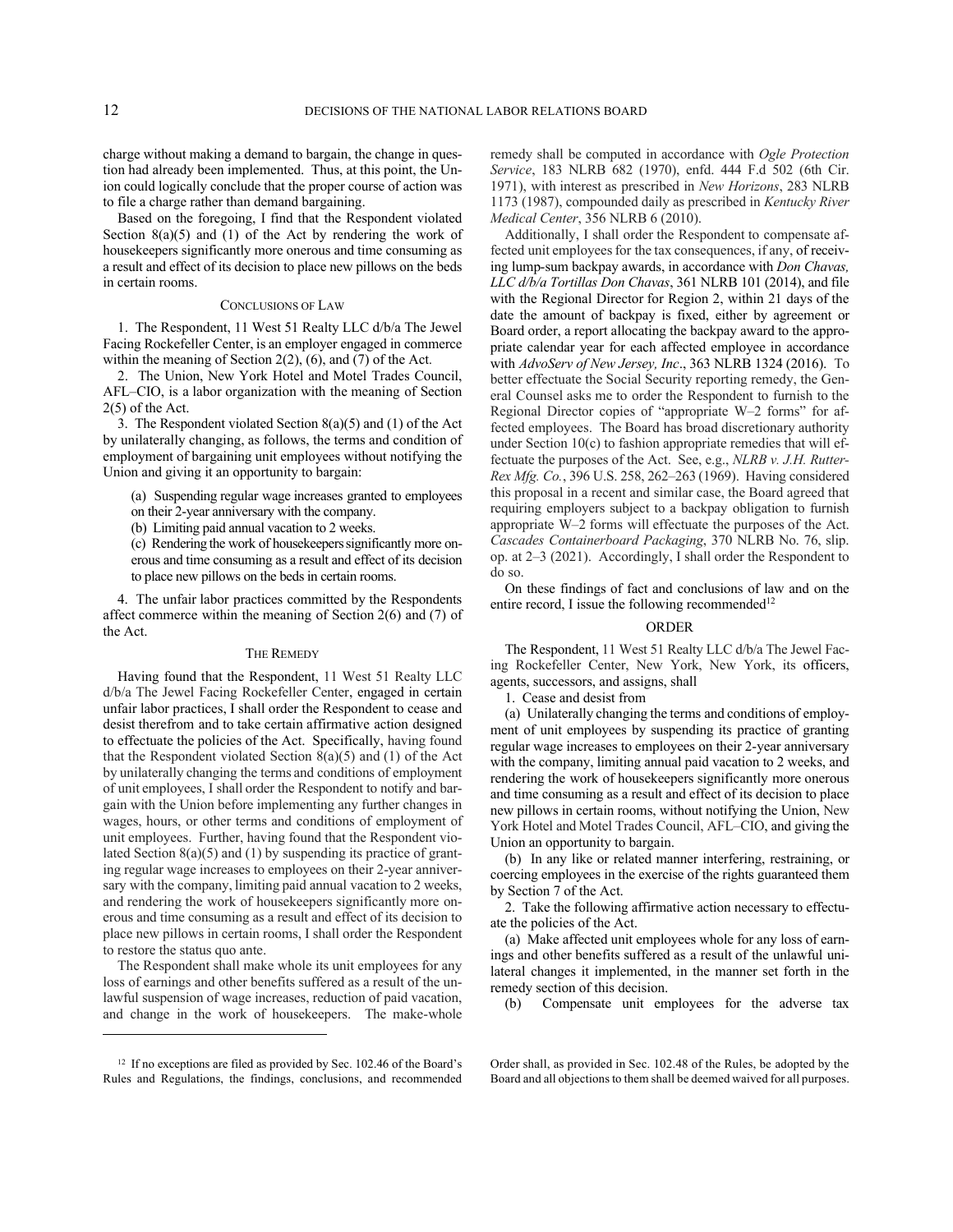charge without making a demand to bargain, the change in question had already been implemented. Thus, at this point, the Union could logically conclude that the proper course of action was to file a charge rather than demand bargaining.

Based on the foregoing, I find that the Respondent violated Section 8(a)(5) and (1) of the Act by rendering the work of housekeepers significantly more onerous and time consuming as a result and effect of its decision to place new pillows on the beds in certain rooms.

## CONCLUSIONS OF LAW

1. The Respondent, 11 West 51 Realty LLC d/b/a The Jewel Facing Rockefeller Center, is an employer engaged in commerce within the meaning of Section 2(2), (6), and (7) of the Act.

2. The Union, New York Hotel and Motel Trades Council, AFL–CIO, is a labor organization with the meaning of Section 2(5) of the Act.

3. The Respondent violated Section 8(a)(5) and (1) of the Act by unilaterally changing, as follows, the terms and condition of employment of bargaining unit employees without notifying the Union and giving it an opportunity to bargain:

(a) Suspending regular wage increases granted to employees on their 2-year anniversary with the company.

(b) Limiting paid annual vacation to 2 weeks.

(c) Rendering the work of housekeepers significantly more onerous and time consuming as a result and effect of its decision to place new pillows on the beds in certain rooms.

4. The unfair labor practices committed by the Respondents affect commerce within the meaning of Section 2(6) and (7) of the Act.

## THE REMEDY

Having found that the Respondent, 11 West 51 Realty LLC d/b/a The Jewel Facing Rockefeller Center, engaged in certain unfair labor practices, I shall order the Respondent to cease and desist therefrom and to take certain affirmative action designed to effectuate the policies of the Act. Specifically, having found that the Respondent violated Section 8(a)(5) and (1) of the Act by unilaterally changing the terms and conditions of employment of unit employees, I shall order the Respondent to notify and bargain with the Union before implementing any further changes in wages, hours, or other terms and conditions of employment of unit employees. Further, having found that the Respondent violated Section 8(a)(5) and (1) by suspending its practice of granting regular wage increases to employees on their 2-year anniversary with the company, limiting paid annual vacation to 2 weeks, and rendering the work of housekeepers significantly more onerous and time consuming as a result and effect of its decision to place new pillows in certain rooms, I shall order the Respondent to restore the status quo ante.

The Respondent shall make whole its unit employees for any loss of earnings and other benefits suffered as a result of the unlawful suspension of wage increases, reduction of paid vacation, and change in the work of housekeepers. The make-whole remedy shall be computed in accordance with *Ogle Protection Service*, 183 NLRB 682 (1970), enfd. 444 F.d 502 (6th Cir. 1971), with interest as prescribed in *New Horizons*, 283 NLRB 1173 (1987), compounded daily as prescribed in *Kentucky River Medical Center*, 356 NLRB 6 (2010).

Additionally, I shall order the Respondent to compensate affected unit employees for the tax consequences, if any, of receiving lump-sum backpay awards, in accordance with *Don Chavas, LLC d/b/a Tortillas Don Chavas*, 361 NLRB 101 (2014), and file with the Regional Director for Region 2, within 21 days of the date the amount of backpay is fixed, either by agreement or Board order, a report allocating the backpay award to the appropriate calendar year for each affected employee in accordance with *AdvoServ of New Jersey, Inc*., 363 NLRB 1324 (2016). To better effectuate the Social Security reporting remedy, the General Counsel asks me to order the Respondent to furnish to the Regional Director copies of "appropriate W–2 forms" for affected employees. The Board has broad discretionary authority under Section 10(c) to fashion appropriate remedies that will effectuate the purposes of the Act. See, e.g., *NLRB v. J.H. Rutter-Rex Mfg. Co.*, 396 U.S. 258, 262–263 (1969). Having considered this proposal in a recent and similar case, the Board agreed that requiring employers subject to a backpay obligation to furnish appropriate W–2 forms will effectuate the purposes of the Act. *Cascades Containerboard Packaging*, 370 NLRB No. 76, slip. op. at 2–3 (2021). Accordingly, I shall order the Respondent to do so.

On these findings of fact and conclusions of law and on the entire record, I issue the following recommended[12]

## ORDER

The Respondent, 11 West 51 Realty LLC d/b/a The Jewel Facing Rockefeller Center, New York, New York, its officers, agents, successors, and assigns, shall

1. Cease and desist from

(a) Unilaterally changing the terms and conditions of employment of unit employees by suspending its practice of granting regular wage increases to employees on their 2-year anniversary with the company, limiting annual paid vacation to 2 weeks, and rendering the work of housekeepers significantly more onerous and time consuming as a result and effect of its decision to place new pillows in certain rooms, without notifying the Union, New York Hotel and Motel Trades Council, AFL–CIO, and giving the Union an opportunity to bargain.

(b) In any like or related manner interfering, restraining, or coercing employees in the exercise of the rights guaranteed them by Section 7 of the Act.

2. Take the following affirmative action necessary to effectuate the policies of the Act.

(a) Make affected unit employees whole for any loss of earnings and other benefits suffered as a result of the unlawful unilateral changes it implemented, in the manner set forth in the remedy section of this decision.

(b) Compensate unit employees for the adverse tax

---

[12] If no exceptions are filed as provided by Sec. 102.46 of the Board's Rules and Regulations, the findings, conclusions, and recommended Order shall, as provided in Sec. 102.48 of the Rules, be adopted by the Board and all objections to them shall be deemed waived for all purposes.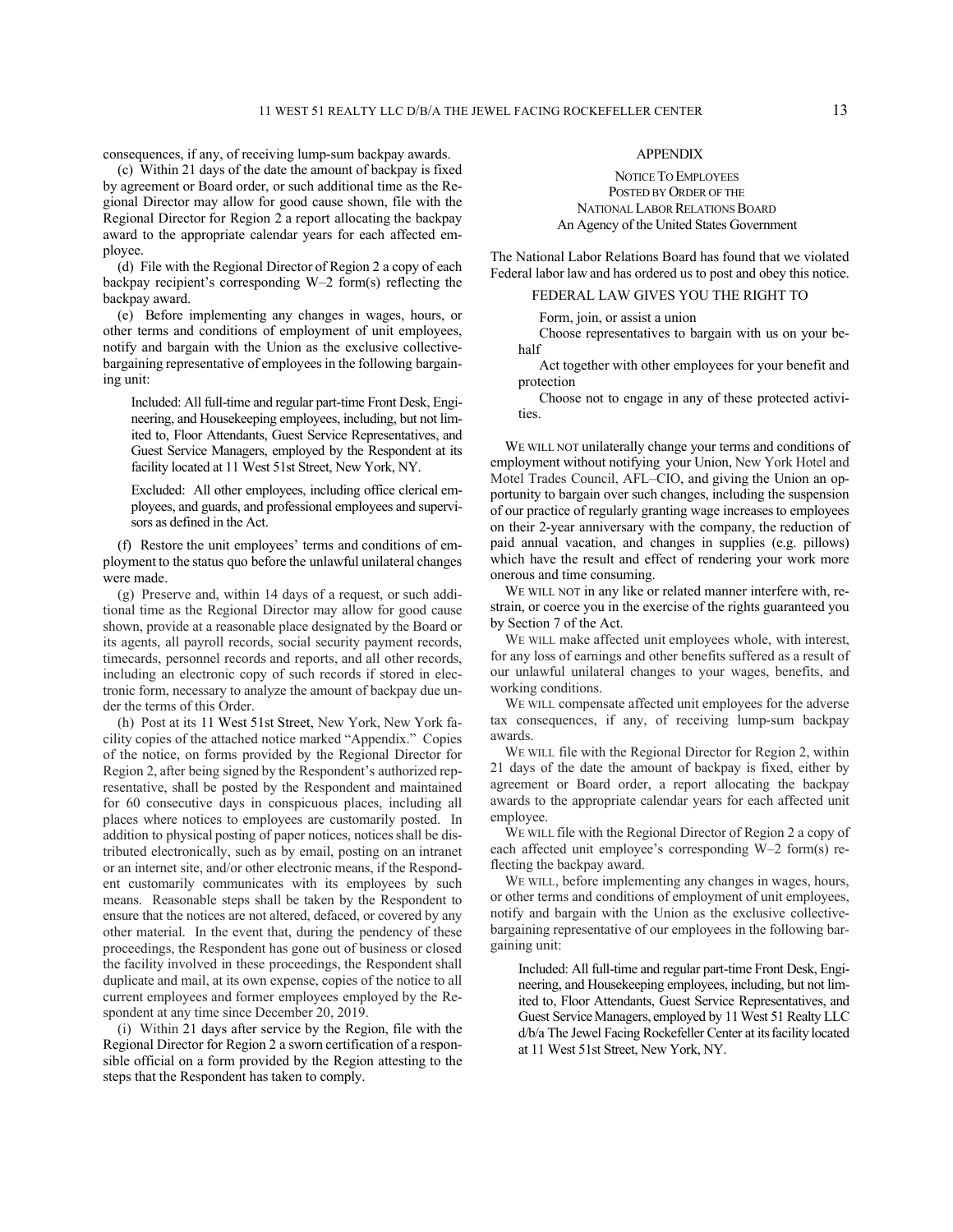consequences, if any, of receiving lump-sum backpay awards.

(c) Within 21 days of the date the amount of backpay is fixed by agreement or Board order, or such additional time as the Regional Director may allow for good cause shown, file with the Regional Director for Region 2 a report allocating the backpay award to the appropriate calendar years for each affected employee.

(d) File with the Regional Director of Region 2 a copy of each backpay recipient's corresponding W–2 form(s) reflecting the backpay award.

(e) Before implementing any changes in wages, hours, or other terms and conditions of employment of unit employees, notify and bargain with the Union as the exclusive collective-bargaining representative of employees in the following bargaining unit:

> Included: All full-time and regular part-time Front Desk, Engineering, and Housekeeping employees, including, but not limited to, Floor Attendants, Guest Service Representatives, and Guest Service Managers, employed by the Respondent at its facility located at 11 West 51st Street, New York, NY.
>
> Excluded: All other employees, including office clerical employees, and guards, and professional employees and supervisors as defined in the Act.

(f) Restore the unit employees' terms and conditions of employment to the status quo before the unlawful unilateral changes were made.

(g) Preserve and, within 14 days of a request, or such additional time as the Regional Director may allow for good cause shown, provide at a reasonable place designated by the Board or its agents, all payroll records, social security payment records, timecards, personnel records and reports, and all other records, including an electronic copy of such records if stored in electronic form, necessary to analyze the amount of backpay due under the terms of this Order.

(h) Post at its 11 West 51st Street, New York, New York facility copies of the attached notice marked "Appendix." Copies of the notice, on forms provided by the Regional Director for Region 2, after being signed by the Respondent's authorized representative, shall be posted by the Respondent and maintained for 60 consecutive days in conspicuous places, including all places where notices to employees are customarily posted. In addition to physical posting of paper notices, notices shall be distributed electronically, such as by email, posting on an intranet or an internet site, and/or other electronic means, if the Respondent customarily communicates with its employees by such means. Reasonable steps shall be taken by the Respondent to ensure that the notices are not altered, defaced, or covered by any other material. In the event that, during the pendency of these proceedings, the Respondent has gone out of business or closed the facility involved in these proceedings, the Respondent shall duplicate and mail, at its own expense, copies of the notice to all current employees and former employees employed by the Respondent at any time since December 20, 2019.

(i) Within 21 days after service by the Region, file with the Regional Director for Region 2 a sworn certification of a responsible official on a form provided by the Region attesting to the steps that the Respondent has taken to comply.

## APPENDIX

NOTICE TO EMPLOYEES
POSTED BY ORDER OF THE
NATIONAL LABOR RELATIONS BOARD
An Agency of the United States Government

The National Labor Relations Board has found that we violated Federal labor law and has ordered us to post and obey this notice.

FEDERAL LAW GIVES YOU THE RIGHT TO

Form, join, or assist a union

Choose representatives to bargain with us on your behalf

Act together with other employees for your benefit and protection

Choose not to engage in any of these protected activities.

WE WILL NOT unilaterally change your terms and conditions of employment without notifying your Union, New York Hotel and Motel Trades Council, AFL–CIO, and giving the Union an opportunity to bargain over such changes, including the suspension of our practice of regularly granting wage increases to employees on their 2-year anniversary with the company, the reduction of paid annual vacation, and changes in supplies (e.g. pillows) which have the result and effect of rendering your work more onerous and time consuming.

WE WILL NOT in any like or related manner interfere with, restrain, or coerce you in the exercise of the rights guaranteed you by Section 7 of the Act.

WE WILL make affected unit employees whole, with interest, for any loss of earnings and other benefits suffered as a result of our unlawful unilateral changes to your wages, benefits, and working conditions.

WE WILL compensate affected unit employees for the adverse tax consequences, if any, of receiving lump-sum backpay awards.

WE WILL file with the Regional Director for Region 2, within 21 days of the date the amount of backpay is fixed, either by agreement or Board order, a report allocating the backpay awards to the appropriate calendar years for each affected unit employee.

WE WILL file with the Regional Director of Region 2 a copy of each affected unit employee's corresponding W–2 form(s) reflecting the backpay award.

WE WILL, before implementing any changes in wages, hours, or other terms and conditions of employment of unit employees, notify and bargain with the Union as the exclusive collective-bargaining representative of our employees in the following bargaining unit:

> Included: All full-time and regular part-time Front Desk, Engineering, and Housekeeping employees, including, but not limited to, Floor Attendants, Guest Service Representatives, and Guest Service Managers, employed by 11 West 51 Realty LLC d/b/a The Jewel Facing Rockefeller Center at its facility located at 11 West 51st Street, New York, NY.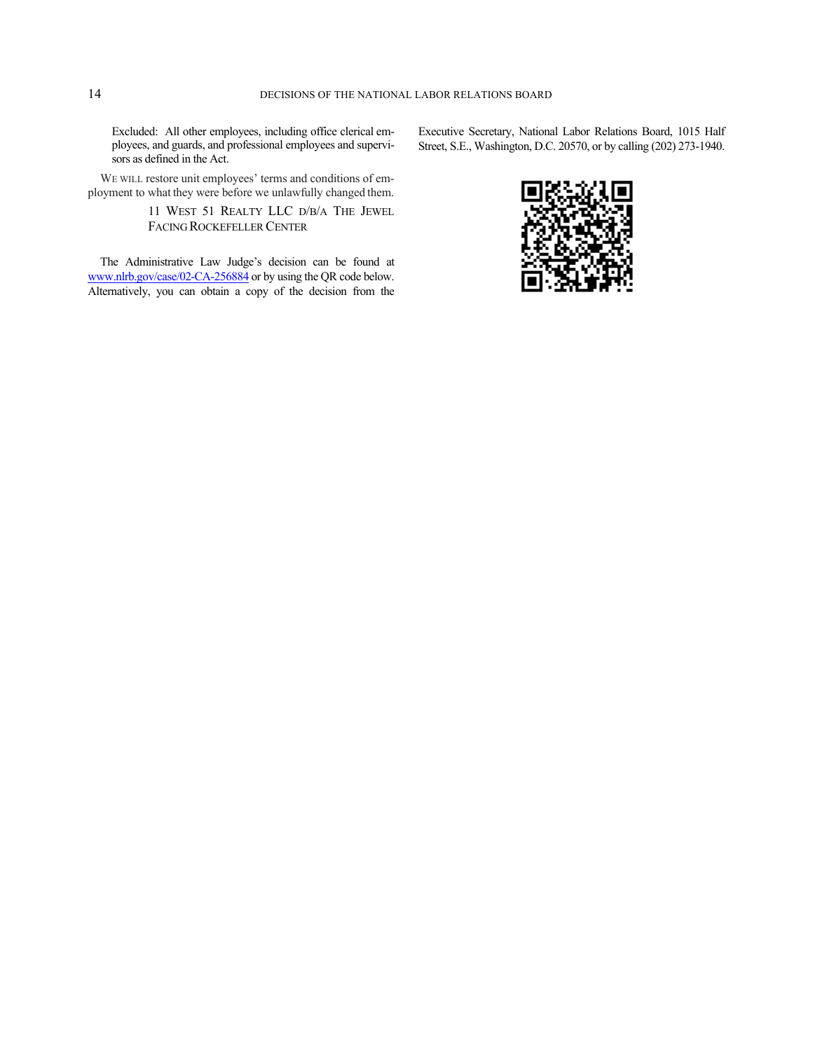Excluded: All other employees, including office clerical employees, and guards, and professional employees and supervisors as defined in the Act.

WE WILL restore unit employees' terms and conditions of employment to what they were before we unlawfully changed them.

11 WEST 51 REALTY LLC D/B/A THE JEWEL FACING ROCKEFELLER CENTER

The Administrative Law Judge's decision can be found at www.nlrb.gov/case/02-CA-256884 or by using the QR code below. Alternatively, you can obtain a copy of the decision from the Executive Secretary, National Labor Relations Board, 1015 Half Street, S.E., Washington, D.C. 20570, or by calling (202) 273-1940.